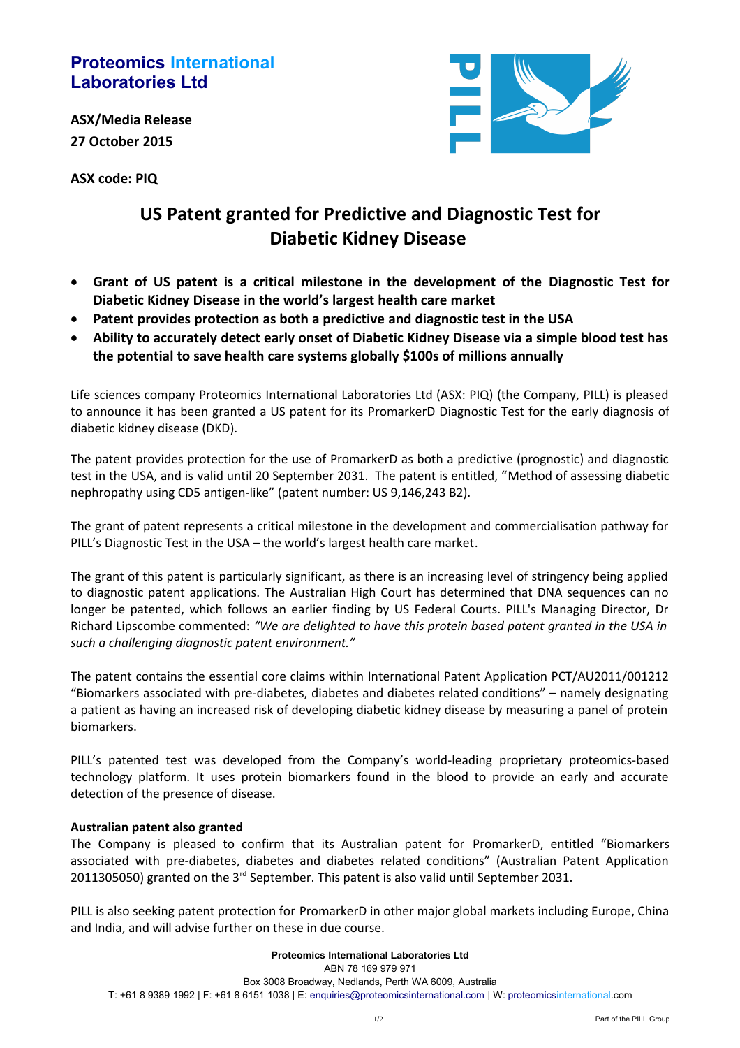**Proteomics International Laboratories Ltd**

**ASX/Media Release**
**27 October 2015**

**ASX code: PIQ**

# US Patent granted for Predictive and Diagnostic Test for Diabetic Kidney Disease

- **Grant of US patent is a critical milestone in the development of the Diagnostic Test for Diabetic Kidney Disease in the world's largest health care market**
- **Patent provides protection as both a predictive and diagnostic test in the USA**
- **Ability to accurately detect early onset of Diabetic Kidney Disease via a simple blood test has the potential to save health care systems globally $100s of millions annually**

Life sciences company Proteomics International Laboratories Ltd (ASX: PIQ) (the Company, PILL) is pleased to announce it has been granted a US patent for its PromarkerD Diagnostic Test for the early diagnosis of diabetic kidney disease (DKD).

The patent provides protection for the use of PromarkerD as both a predictive (prognostic) and diagnostic test in the USA, and is valid until 20 September 2031. The patent is entitled, "Method of assessing diabetic nephropathy using CD5 antigen-like" (patent number: US 9,146,243 B2).

The grant of patent represents a critical milestone in the development and commercialisation pathway for PILL's Diagnostic Test in the USA – the world's largest health care market.

The grant of this patent is particularly significant, as there is an increasing level of stringency being applied to diagnostic patent applications. The Australian High Court has determined that DNA sequences can no longer be patented, which follows an earlier finding by US Federal Courts. PILL's Managing Director, Dr Richard Lipscombe commented: *"We are delighted to have this protein based patent granted in the USA in such a challenging diagnostic patent environment."*

The patent contains the essential core claims within International Patent Application PCT/AU2011/001212 "Biomarkers associated with pre-diabetes, diabetes and diabetes related conditions" – namely designating a patient as having an increased risk of developing diabetic kidney disease by measuring a panel of protein biomarkers.

PILL's patented test was developed from the Company's world-leading proprietary proteomics-based technology platform. It uses protein biomarkers found in the blood to provide an early and accurate detection of the presence of disease.

**Australian patent also granted**

The Company is pleased to confirm that its Australian patent for PromarkerD, entitled "Biomarkers associated with pre-diabetes, diabetes and diabetes related conditions" (Australian Patent Application 2011305050) granted on the 3rd September. This patent is also valid until September 2031.

PILL is also seeking patent protection for PromarkerD in other major global markets including Europe, China and India, and will advise further on these in due course.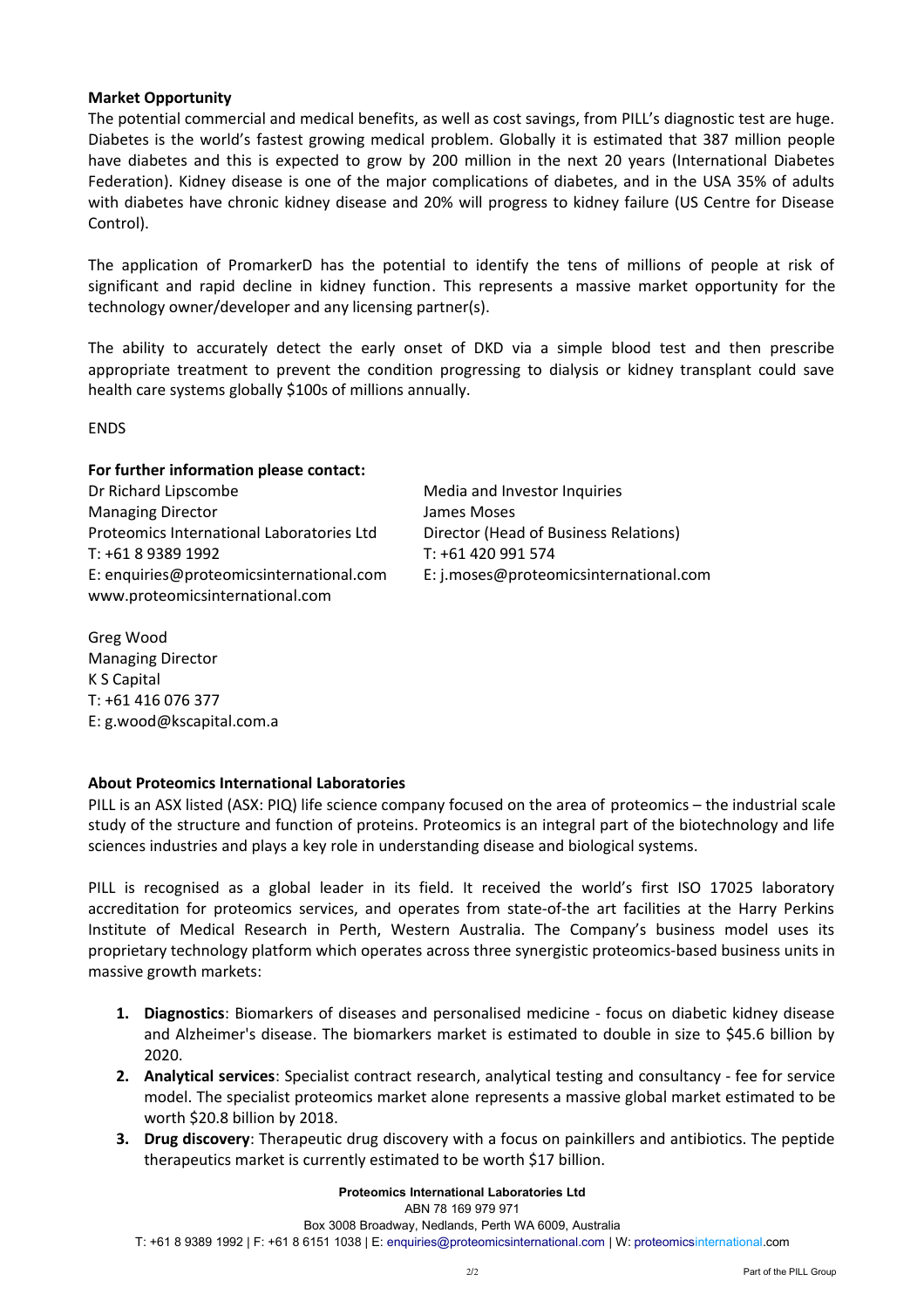**Market Opportunity**

The potential commercial and medical benefits, as well as cost savings, from PILL's diagnostic test are huge. Diabetes is the world's fastest growing medical problem. Globally it is estimated that 387 million people have diabetes and this is expected to grow by 200 million in the next 20 years (International Diabetes Federation). Kidney disease is one of the major complications of diabetes, and in the USA 35% of adults with diabetes have chronic kidney disease and 20% will progress to kidney failure (US Centre for Disease Control).

The application of PromarkerD has the potential to identify the tens of millions of people at risk of significant and rapid decline in kidney function. This represents a massive market opportunity for the technology owner/developer and any licensing partner(s).

The ability to accurately detect the early onset of DKD via a simple blood test and then prescribe appropriate treatment to prevent the condition progressing to dialysis or kidney transplant could save health care systems globally $100s of millions annually.

ENDS

**For further information please contact:**

Dr Richard Lipscombe
Managing Director
Proteomics International Laboratories Ltd
T: +61 8 9389 1992
E: enquiries@proteomicsinternational.com
www.proteomicsinternational.com

Media and Investor Inquiries
James Moses
Director (Head of Business Relations)
T: +61 420 991 574
E: j.moses@proteomicsinternational.com

Greg Wood
Managing Director
K S Capital
T: +61 416 076 377
E: g.wood@kscapital.com.a

**About Proteomics International Laboratories**

PILL is an ASX listed (ASX: PIQ) life science company focused on the area of proteomics – the industrial scale study of the structure and function of proteins. Proteomics is an integral part of the biotechnology and life sciences industries and plays a key role in understanding disease and biological systems.

PILL is recognised as a global leader in its field. It received the world's first ISO 17025 laboratory accreditation for proteomics services, and operates from state-of-the art facilities at the Harry Perkins Institute of Medical Research in Perth, Western Australia. The Company's business model uses its proprietary technology platform which operates across three synergistic proteomics-based business units in massive growth markets:

1. **Diagnostics**: Biomarkers of diseases and personalised medicine - focus on diabetic kidney disease and Alzheimer's disease. The biomarkers market is estimated to double in size to $45.6 billion by 2020.
2. **Analytical services**: Specialist contract research, analytical testing and consultancy - fee for service model. The specialist proteomics market alone represents a massive global market estimated to be worth $20.8 billion by 2018.
3. **Drug discovery**: Therapeutic drug discovery with a focus on painkillers and antibiotics. The peptide therapeutics market is currently estimated to be worth $17 billion.

**Proteomics International Laboratories Ltd**
ABN 78 169 979 971
Box 3008 Broadway, Nedlands, Perth WA 6009, Australia
T: +61 8 9389 1992 | F: +61 8 6151 1038 | E: enquiries@proteomicsinternational.com | W: proteomicsinternational.com

Part of the PILL Group